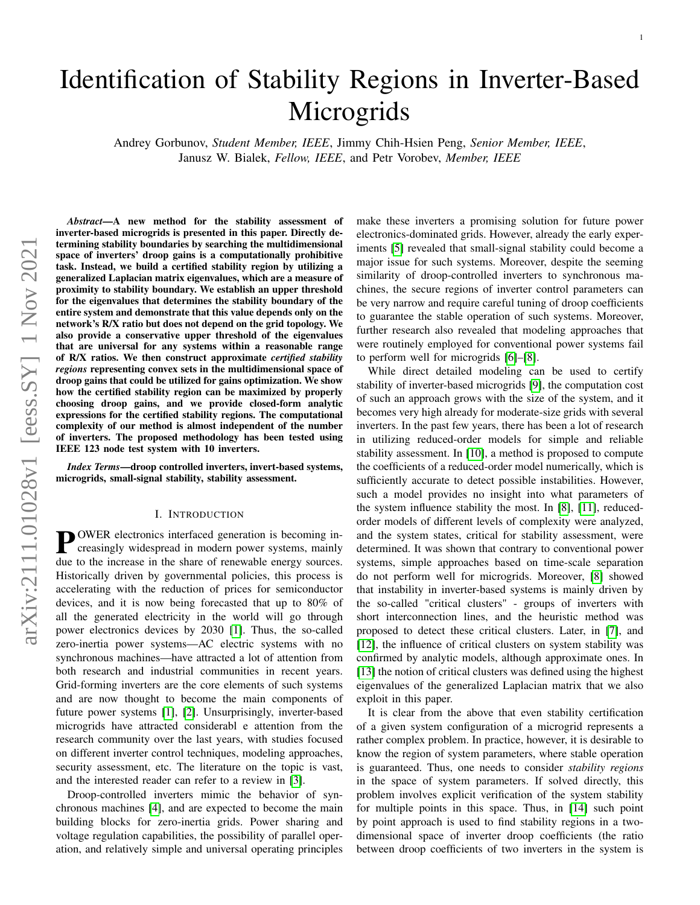# Identification of Stability Regions in Inverter-Based Microgrids

Andrey Gorbunov, *Student Member, IEEE*, Jimmy Chih-Hsien Peng, *Senior Member, IEEE*, Janusz W. Bialek, *Fellow, IEEE*, and Petr Vorobev, *Member, IEEE*

***Abstract*—A new method for the stability assessment of inverter-based microgrids is presented in this paper. Directly determining stability boundaries by searching the multidimensional space of inverters' droop gains is a computationally prohibitive task. Instead, we build a certified stability region by utilizing a generalized Laplacian matrix eigenvalues, which are a measure of proximity to stability boundary. We establish an upper threshold for the eigenvalues that determines the stability boundary of the entire system and demonstrate that this value depends only on the network's R/X ratio but does not depend on the grid topology. We also provide a conservative upper threshold of the eigenvalues that are universal for any systems within a reasonable range of R/X ratios. We then construct approximate *certified stability regions* representing convex sets in the multidimensional space of droop gains that could be utilized for gains optimization. We show how the certified stability region can be maximized by properly choosing droop gains, and we provide closed-form analytic expressions for the certified stability regions. The computational complexity of our method is almost independent of the number of inverters. The proposed methodology has been tested using IEEE 123 node test system with 10 inverters.**

***Index Terms*—droop controlled inverters, invert-based systems, microgrids, small-signal stability, stability assessment.**

## I. Introduction

**P**OWER electronics interfaced generation is becoming increasingly widespread in modern power systems, mainly due to the increase in the share of renewable energy sources. Historically driven by governmental policies, this process is accelerating with the reduction of prices for semiconductor devices, and it is now being forecasted that up to 80% of all the generated electricity in the world will go through power electronics devices by 2030 [1]. Thus, the so-called zero-inertia power systems—AC electric systems with no synchronous machines—have attracted a lot of attention from both research and industrial communities in recent years. Grid-forming inverters are the core elements of such systems and are now thought to become the main components of future power systems [1], [2]. Unsurprisingly, inverter-based microgrids have attracted considerabl e attention from the research community over the last years, with studies focused on different inverter control techniques, modeling approaches, security assessment, etc. The literature on the topic is vast, and the interested reader can refer to a review in [3].

Droop-controlled inverters mimic the behavior of synchronous machines [4], and are expected to become the main building blocks for zero-inertia grids. Power sharing and voltage regulation capabilities, the possibility of parallel operation, and relatively simple and universal operating principles make these inverters a promising solution for future power electronics-dominated grids. However, already the early experiments [5] revealed that small-signal stability could become a major issue for such systems. Moreover, despite the seeming similarity of droop-controlled inverters to synchronous machines, the secure regions of inverter control parameters can be very narrow and require careful tuning of droop coefficients to guarantee the stable operation of such systems. Moreover, further research also revealed that modeling approaches that were routinely employed for conventional power systems fail to perform well for microgrids [6]–[8].

While direct detailed modeling can be used to certify stability of inverter-based microgrids [9], the computation cost of such an approach grows with the size of the system, and it becomes very high already for moderate-size grids with several inverters. In the past few years, there has been a lot of research in utilizing reduced-order models for simple and reliable stability assessment. In [10], a method is proposed to compute the coefficients of a reduced-order model numerically, which is sufficiently accurate to detect possible instabilities. However, such a model provides no insight into what parameters of the system influence stability the most. In [8], [11], reduced-order models of different levels of complexity were analyzed, and the system states, critical for stability assessment, were determined. It was shown that contrary to conventional power systems, simple approaches based on time-scale separation do not perform well for microgrids. Moreover, [8] showed that instability in inverter-based systems is mainly driven by the so-called "critical clusters" - groups of inverters with short interconnection lines, and the heuristic method was proposed to detect these critical clusters. Later, in [7], and [12], the influence of critical clusters on system stability was confirmed by analytic models, although approximate ones. In [13] the notion of critical clusters was defined using the highest eigenvalues of the generalized Laplacian matrix that we also exploit in this paper.

It is clear from the above that even stability certification of a given system configuration of a microgrid represents a rather complex problem. In practice, however, it is desirable to know the region of system parameters, where stable operation is guaranteed. Thus, one needs to consider *stability regions* in the space of system parameters. If solved directly, this problem involves explicit verification of the system stability for multiple points in this space. Thus, in [14] such point by point approach is used to find stability regions in a two-dimensional space of inverter droop coefficients (the ratio between droop coefficients of two inverters in the system is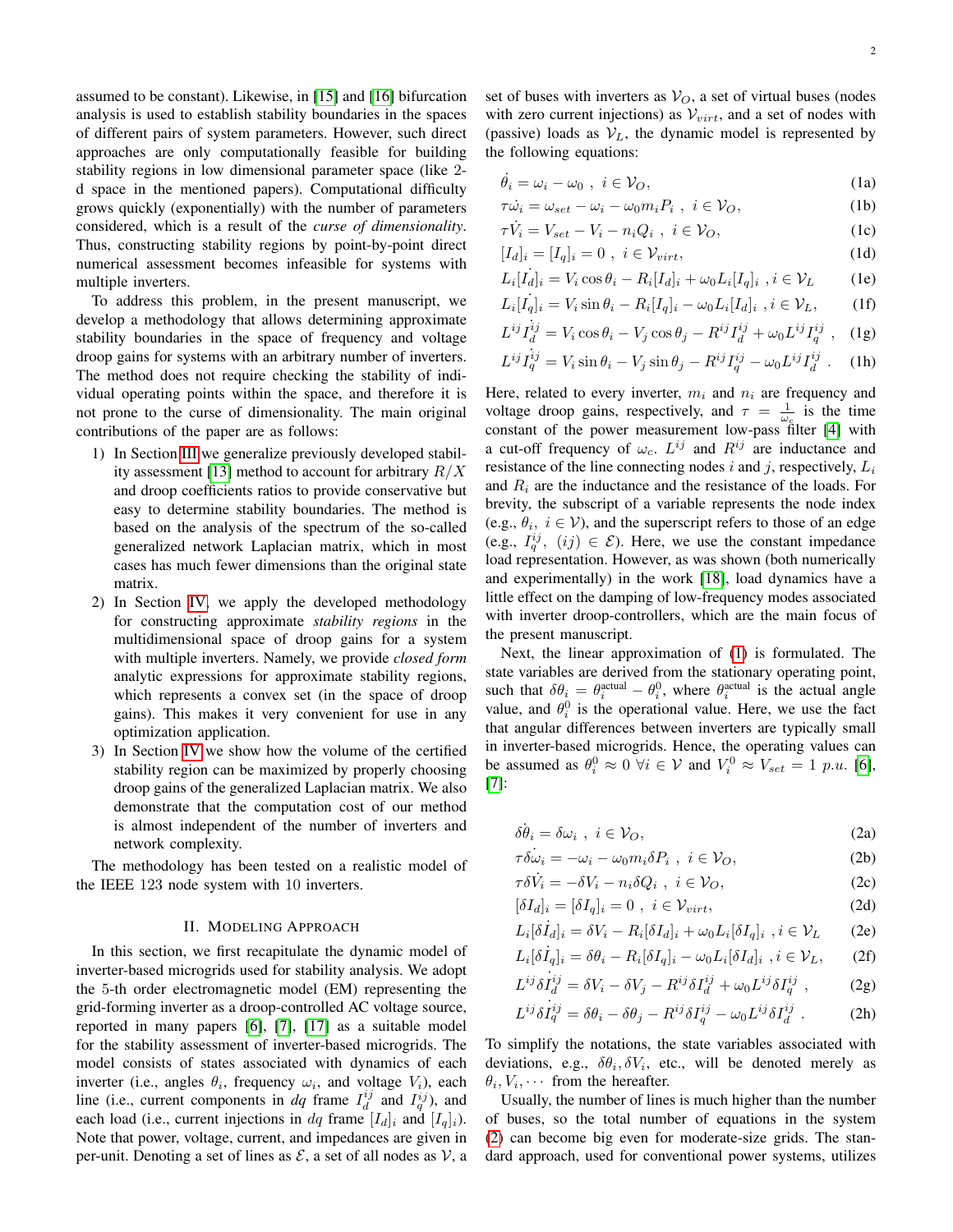assumed to be constant). Likewise, in [15] and [16] bifurcation analysis is used to establish stability boundaries in the spaces of different pairs of system parameters. However, such direct approaches are only computationally feasible for building stability regions in low dimensional parameter space (like 2-d space in the mentioned papers). Computational difficulty grows quickly (exponentially) with the number of parameters considered, which is a result of the *curse of dimensionality*. Thus, constructing stability regions by point-by-point direct numerical assessment becomes infeasible for systems with multiple inverters.

To address this problem, in the present manuscript, we develop a methodology that allows determining approximate stability boundaries in the space of frequency and voltage droop gains for systems with an arbitrary number of inverters. The method does not require checking the stability of individual operating points within the space, and therefore it is not prone to the curse of dimensionality. The main original contributions of the paper are as follows:

1) In Section III we generalize previously developed stability assessment [13] method to account for arbitrary $R/X$ and droop coefficients ratios to provide conservative but easy to determine stability boundaries. The method is based on the analysis of the spectrum of the so-called generalized network Laplacian matrix, which in most cases has much fewer dimensions than the original state matrix.
2) In Section IV, we apply the developed methodology for constructing approximate *stability regions* in the multidimensional space of droop gains for a system with multiple inverters. Namely, we provide *closed form* analytic expressions for approximate stability regions, which represents a convex set (in the space of droop gains). This makes it very convenient for use in any optimization application.
3) In Section IV we show how the volume of the certified stability region can be maximized by properly choosing droop gains of the generalized Laplacian matrix. We also demonstrate that the computation cost of our method is almost independent of the number of inverters and network complexity.

The methodology has been tested on a realistic model of the IEEE 123 node system with 10 inverters.

## II. Modeling Approach

In this section, we first recapitulate the dynamic model of inverter-based microgrids used for stability analysis. We adopt the 5-th order electromagnetic model (EM) representing the grid-forming inverter as a droop-controlled AC voltage source, reported in many papers [6], [7], [17] as a suitable model for the stability assessment of inverter-based microgrids. The model consists of states associated with dynamics of each inverter (i.e., angles $\theta_i$, frequency $\omega_i$, and voltage $V_i$), each line (i.e., current components in *dq* frame $I_d^{ij}$ and $I_q^{ij}$), and each load (i.e., current injections in *dq* frame $[I_d]_i$ and $[I_q]_i$). Note that power, voltage, current, and impedances are given in per-unit. Denoting a set of lines as $\mathcal{E}$, a set of all nodes as $\mathcal{V}$, a set of buses with inverters as $\mathcal{V}_O$, a set of virtual buses (nodes with zero current injections) as $\mathcal{V}_{virt}$, and a set of nodes with (passive) loads as $\mathcal{V}_L$, the dynamic model is represented by the following equations:

$$\dot{\theta}_i = \omega_i - \omega_0 \ , \ i \in \mathcal{V}_O, \tag{1a}$$

$$\tau \dot{\omega}_i = \omega_{set} - \omega_i - \omega_0 m_i P_i \ , \ i \in \mathcal{V}_O, \tag{1b}$$

$$\tau \dot{V}_i = V_{set} - V_i - n_i Q_i \ , \ i \in \mathcal{V}_O, \tag{1c}$$

$$[I_d]_i = [I_q]_i = 0 \ , \ i \in \mathcal{V}_{virt}, \tag{1d}$$

$$L_i \dot{[I_d]}_i = V_i \cos\theta_i - R_i [I_d]_i + \omega_0 L_i [I_q]_i \ , i \in \mathcal{V}_L \tag{1e}$$

$$L_i \dot{[I_q]}_i = V_i \sin\theta_i - R_i [I_q]_i - \omega_0 L_i [I_d]_i \ , i \in \mathcal{V}_L, \tag{1f}$$

$$L^{ij} \dot{I}_d^{ij} = V_i \cos\theta_i - V_j \cos\theta_j - R^{ij} I_d^{ij} + \omega_0 L^{ij} I_q^{ij} \ , \tag{1g}$$

$$L^{ij} \dot{I}_q^{ij} = V_i \sin\theta_i - V_j \sin\theta_j - R^{ij} I_q^{ij} - \omega_0 L^{ij} I_d^{ij} \ . \tag{1h}$$

Here, related to every inverter, $m_i$ and $n_i$ are frequency and voltage droop gains, respectively, and $\tau = \frac{1}{\omega_c}$ is the time constant of the power measurement low-pass filter [4] with a cut-off frequency of $\omega_c$. $L^{ij}$ and $R^{ij}$ are inductance and resistance of the line connecting nodes $i$ and $j$, respectively, $L_i$ and $R_i$ are the inductance and the resistance of the loads. For brevity, the subscript of a variable represents the node index (e.g., $\theta_i, \ i \in \mathcal{V}$), and the superscript refers to those of an edge (e.g., $I_q^{ij}, \ (ij) \in \mathcal{E}$). Here, we use the constant impedance load representation. However, as was shown (both numerically and experimentally) in the work [18], load dynamics have a little effect on the damping of low-frequency modes associated with inverter droop-controllers, which are the main focus of the present manuscript.

Next, the linear approximation of (1) is formulated. The state variables are derived from the stationary operating point, such that $\delta\theta_i = \theta_i^{\text{actual}} - \theta_i^0$, where $\theta_i^{\text{actual}}$ is the actual angle value, and $\theta_i^0$ is the operational value. Here, we use the fact that angular differences between inverters are typically small in inverter-based microgrids. Hence, the operating values can be assumed as $\theta_i^0 \approx 0 \ \forall i \in \mathcal{V}$ and $V_i^0 \approx V_{set} = 1 \ p.u.$ [6], [7]:

$$\dot{\delta\theta}_i = \delta\omega_i \ , \ i \in \mathcal{V}_O, \tag{2a}$$

$$\tau \dot{\delta\omega}_i = -\omega_i - \omega_0 m_i \delta P_i \ , \ i \in \mathcal{V}_O, \tag{2b}$$

$$\tau \dot{\delta V}_i = -\delta V_i - n_i \delta Q_i \ , \ i \in \mathcal{V}_O, \tag{2c}$$

$$[\delta I_d]_i = [\delta I_q]_i = 0 \ , \ i \in \mathcal{V}_{virt}, \tag{2d}$$

$$L_i [\delta \dot{I}_d]_i = \delta V_i - R_i [\delta I_d]_i + \omega_0 L_i [\delta I_q]_i \ , i \in \mathcal{V}_L \tag{2e}$$

$$L_i [\delta \dot{I}_q]_i = \delta\theta_i - R_i [\delta I_q]_i - \omega_0 L_i [\delta I_d]_i \ , i \in \mathcal{V}_L, \tag{2f}$$

$$L^{ij} \delta \dot{I}_d^{ij} = \delta V_i - \delta V_j - R^{ij} \delta I_d^{ij} + \omega_0 L^{ij} \delta I_q^{ij} \ , \tag{2g}$$

$$L^{ij} \delta \dot{I}_q^{ij} = \delta\theta_i - \delta\theta_j - R^{ij} \delta I_q^{ij} - \omega_0 L^{ij} \delta I_d^{ij} \ . \tag{2h}$$

To simplify the notations, the state variables associated with deviations, e.g., $\delta\theta_i, \delta V_i$, etc., will be denoted merely as $\theta_i, V_i, \cdots$ from the hereafter.

Usually, the number of lines is much higher than the number of buses, so the total number of equations in the system (2) can become big even for moderate-size grids. The standard approach, used for conventional power systems, utilizes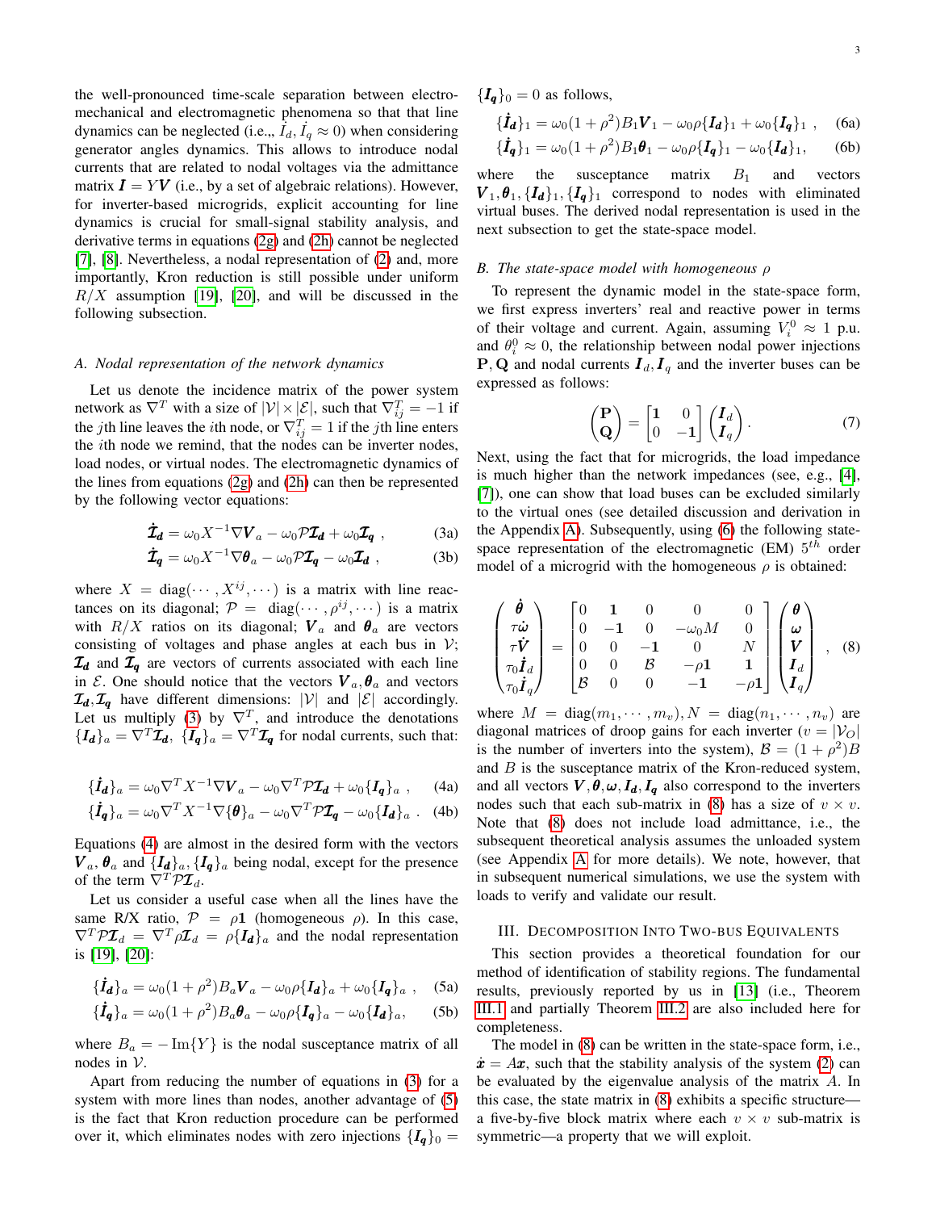the well-pronounced time-scale separation between electromechanical and electromagnetic phenomena so that that line dynamics can be neglected (i.e.,, $\dot{I}_d, \dot{I}_q \approx 0$) when considering generator angles dynamics. This allows to introduce nodal currents that are related to nodal voltages via the admittance matrix $\boldsymbol{I} = Y\boldsymbol{V}$ (i.e., by a set of algebraic relations). However, for inverter-based microgrids, explicit accounting for line dynamics is crucial for small-signal stability analysis, and derivative terms in equations (2g) and (2h) cannot be neglected [7], [8]. Nevertheless, a nodal representation of (2) and, more importantly, Kron reduction is still possible under uniform $R/X$ assumption [19], [20], and will be discussed in the following subsection.

### A. Nodal representation of the network dynamics

Let us denote the incidence matrix of the power system network as $\nabla^T$ with a size of $|\mathcal{V}| \times |\mathcal{E}|$, such that $\nabla^T_{ij} = -1$ if the $j$th line leaves the $i$th node, or $\nabla^T_{ij} = 1$ if the $j$th line enters the $i$th node we remind, that the nodes can be inverter nodes, load nodes, or virtual nodes. The electromagnetic dynamics of the lines from equations (2g) and (2h) can then be represented by the following vector equations:

$$\dot{\boldsymbol{\mathcal{I}}}_{\boldsymbol{d}} = \omega_0 X^{-1}\nabla \boldsymbol{V}_a - \omega_0 \mathcal{P}\boldsymbol{\mathcal{I}}_{\boldsymbol{d}} + \omega_0 \boldsymbol{\mathcal{I}}_{\boldsymbol{q}} \ , \tag{3a}$$

$$\dot{\boldsymbol{\mathcal{I}}}_{\boldsymbol{q}} = \omega_0 X^{-1}\nabla \boldsymbol{\theta}_a - \omega_0 \mathcal{P}\boldsymbol{\mathcal{I}}_{\boldsymbol{q}} - \omega_0 \boldsymbol{\mathcal{I}}_{\boldsymbol{d}} \ , \tag{3b}$$

where $X = \text{diag}(\cdots, X^{ij}, \cdots)$ is a matrix with line reactances on its diagonal; $\mathcal{P} = \text{diag}(\cdots, \rho^{ij}, \cdots)$ is a matrix with $R/X$ ratios on its diagonal; $\boldsymbol{V}_a$ and $\boldsymbol{\theta}_a$ are vectors consisting of voltages and phase angles at each bus in $\mathcal{V}$; $\boldsymbol{\mathcal{I}}_{\boldsymbol{d}}$ and $\boldsymbol{\mathcal{I}}_{\boldsymbol{q}}$ are vectors of currents associated with each line in $\mathcal{E}$. One should notice that the vectors $\boldsymbol{V}_a, \boldsymbol{\theta}_a$ and vectors $\boldsymbol{\mathcal{I}}_{\boldsymbol{d}}, \boldsymbol{\mathcal{I}}_{\boldsymbol{q}}$ have different dimensions: $|\mathcal{V}|$ and $|\mathcal{E}|$ accordingly. Let us multiply (3) by $\nabla^T$, and introduce the denotations $\{\boldsymbol{I_d}\}_a = \nabla^T \boldsymbol{\mathcal{I}}_{\boldsymbol{d}}$, $\{\boldsymbol{I_q}\}_a = \nabla^T \boldsymbol{\mathcal{I}}_{\boldsymbol{q}}$ for nodal currents, such that:

$$\{\dot{\boldsymbol{I}}_{\boldsymbol{d}}\}_a = \omega_0 \nabla^T X^{-1}\nabla \boldsymbol{V}_a - \omega_0 \nabla^T \mathcal{P}\boldsymbol{\mathcal{I}}_{\boldsymbol{d}} + \omega_0 \{\boldsymbol{I_q}\}_a \ , \tag{4a}$$

$$\{\dot{\boldsymbol{I}}_{\boldsymbol{q}}\}_a = \omega_0 \nabla^T X^{-1}\nabla \{\boldsymbol{\theta}\}_a - \omega_0 \nabla^T \mathcal{P}\boldsymbol{\mathcal{I}}_{\boldsymbol{q}} - \omega_0 \{\boldsymbol{I_d}\}_a \ . \tag{4b}$$

Equations (4) are almost in the desired form with the vectors $\boldsymbol{V}_a$, $\boldsymbol{\theta}_a$ and $\{\boldsymbol{I_d}\}_a, \{\boldsymbol{I_q}\}_a$ being nodal, except for the presence of the term $\nabla^T \mathcal{P}\boldsymbol{\mathcal{I}}_d$.

Let us consider a useful case when all the lines have the same R/X ratio, $\mathcal{P} = \rho\mathbf{1}$ (homogeneous $\rho$). In this case, $\nabla^T \mathcal{P}\boldsymbol{\mathcal{I}}_d = \nabla^T \rho \boldsymbol{\mathcal{I}}_d = \rho\{\boldsymbol{I_d}\}_a$ and the nodal representation is [19], [20]:

$$\{\dot{\boldsymbol{I}}_{\boldsymbol{d}}\}_a = \omega_0(1+\rho^2)B_a \boldsymbol{V}_a - \omega_0\rho\{\boldsymbol{I_d}\}_a + \omega_0\{\boldsymbol{I_q}\}_a \ , \tag{5a}$$

$$\{\dot{\boldsymbol{I}}_{\boldsymbol{q}}\}_a = \omega_0(1+\rho^2)B_a \boldsymbol{\theta}_a - \omega_0\rho\{\boldsymbol{I_q}\}_a - \omega_0\{\boldsymbol{I_d}\}_a, \tag{5b}$$

where $B_a = -\operatorname{Im}\{Y\}$ is the nodal susceptance matrix of all nodes in $\mathcal{V}$.

Apart from reducing the number of equations in (3) for a system with more lines than nodes, another advantage of (5) is the fact that Kron reduction procedure can be performed over it, which eliminates nodes with zero injections $\{\boldsymbol{I_q}\}_0 = \{\boldsymbol{I_q}\}_0 = 0$ as follows,

$$\{\dot{\boldsymbol{I}}_{\boldsymbol{d}}\}_1 = \omega_0(1+\rho^2)B_1 \boldsymbol{V}_1 - \omega_0\rho\{\boldsymbol{I_d}\}_1 + \omega_0\{\boldsymbol{I_q}\}_1 \ , \tag{6a}$$

$$\{\dot{\boldsymbol{I}}_{\boldsymbol{q}}\}_1 = \omega_0(1+\rho^2)B_1 \boldsymbol{\theta}_1 - \omega_0\rho\{\boldsymbol{I_q}\}_1 - \omega_0\{\boldsymbol{I_d}\}_1, \tag{6b}$$

where the susceptance matrix $B_1$ and vectors $\boldsymbol{V}_1, \boldsymbol{\theta}_1, \{\boldsymbol{I_d}\}_1, \{\boldsymbol{I_q}\}_1$ correspond to nodes with eliminated virtual buses. The derived nodal representation is used in the next subsection to get the state-space model.

### B. The state-space model with homogeneous $\rho$

To represent the dynamic model in the state-space form, we first express inverters' real and reactive power in terms of their voltage and current. Again, assuming $V_i^0 \approx 1$ p.u. and $\theta_i^0 \approx 0$, the relationship between nodal power injections $\mathbf{P}, \mathbf{Q}$ and nodal currents $\boldsymbol{I}_d, \boldsymbol{I}_q$ and the inverter buses can be expressed as follows:

$$\begin{pmatrix} \mathbf{P} \\ \mathbf{Q} \end{pmatrix} = \begin{bmatrix} \mathbf{1} & 0 \\ 0 & -\mathbf{1} \end{bmatrix} \begin{pmatrix} \boldsymbol{I}_d \\ \boldsymbol{I}_q \end{pmatrix}. \tag{7}$$

Next, using the fact that for microgrids, the load impedance is much higher than the network impedances (see, e.g., [4], [7]), one can show that load buses can be excluded similarly to the virtual ones (see detailed discussion and derivation in the Appendix A). Subsequently, using (6) the following state-space representation of the electromagnetic (EM) $5^{th}$ order model of a microgrid with the homogeneous $\rho$ is obtained:

$$\begin{pmatrix} \dot{\boldsymbol{\theta}} \\ \tau\dot{\boldsymbol{\omega}} \\ \tau\dot{\boldsymbol{V}} \\ \tau_0 \dot{\boldsymbol{I}}_d \\ \tau_0 \dot{\boldsymbol{I}}_q \end{pmatrix} = \begin{bmatrix} 0 & \mathbf{1} & 0 & 0 & 0 \\ 0 & -\mathbf{1} & 0 & -\omega_0 M & 0 \\ 0 & 0 & -\mathbf{1} & 0 & N \\ 0 & 0 & \mathcal{B} & -\rho\mathbf{1} & \mathbf{1} \\ \mathcal{B} & 0 & 0 & -\mathbf{1} & -\rho\mathbf{1} \end{bmatrix} \begin{pmatrix} \boldsymbol{\theta} \\ \boldsymbol{\omega} \\ \boldsymbol{V} \\ \boldsymbol{I}_d \\ \boldsymbol{I}_q \end{pmatrix}, \tag{8}$$

where $M = \text{diag}(m_1, \cdots, m_v)$, $N = \text{diag}(n_1, \cdots, n_v)$ are diagonal matrices of droop gains for each inverter ($v = |\mathcal{V}_O|$ is the number of inverters into the system), $\mathcal{B} = (1+\rho^2)B$ and $B$ is the susceptance matrix of the Kron-reduced system, and all vectors $\boldsymbol{V}, \boldsymbol{\theta}, \boldsymbol{\omega}, \boldsymbol{I}_d, \boldsymbol{I}_q$ also correspond to the inverters nodes such that each sub-matrix in (8) has a size of $v \times v$. Note that (8) does not include load admittance, i.e., the subsequent theoretical analysis assumes the unloaded system (see Appendix A for more details). We note, however, that in subsequent numerical simulations, we use the system with loads to verify and validate our result.

## III. Decomposition Into Two-Bus Equivalents

This section provides a theoretical foundation for our method of identification of stability regions. The fundamental results, previously reported by us in [13] (i.e., Theorem III.1 and partially Theorem III.2 are also included here for completeness.

The model in (8) can be written in the state-space form, i.e., $\dot{\boldsymbol{x}} = A\boldsymbol{x}$, such that the stability analysis of the system (2) can be evaluated by the eigenvalue analysis of the matrix $A$. In this case, the state matrix in (8) exhibits a specific structure—a five-by-five block matrix where each $v \times v$ sub-matrix is symmetric—a property that we will exploit.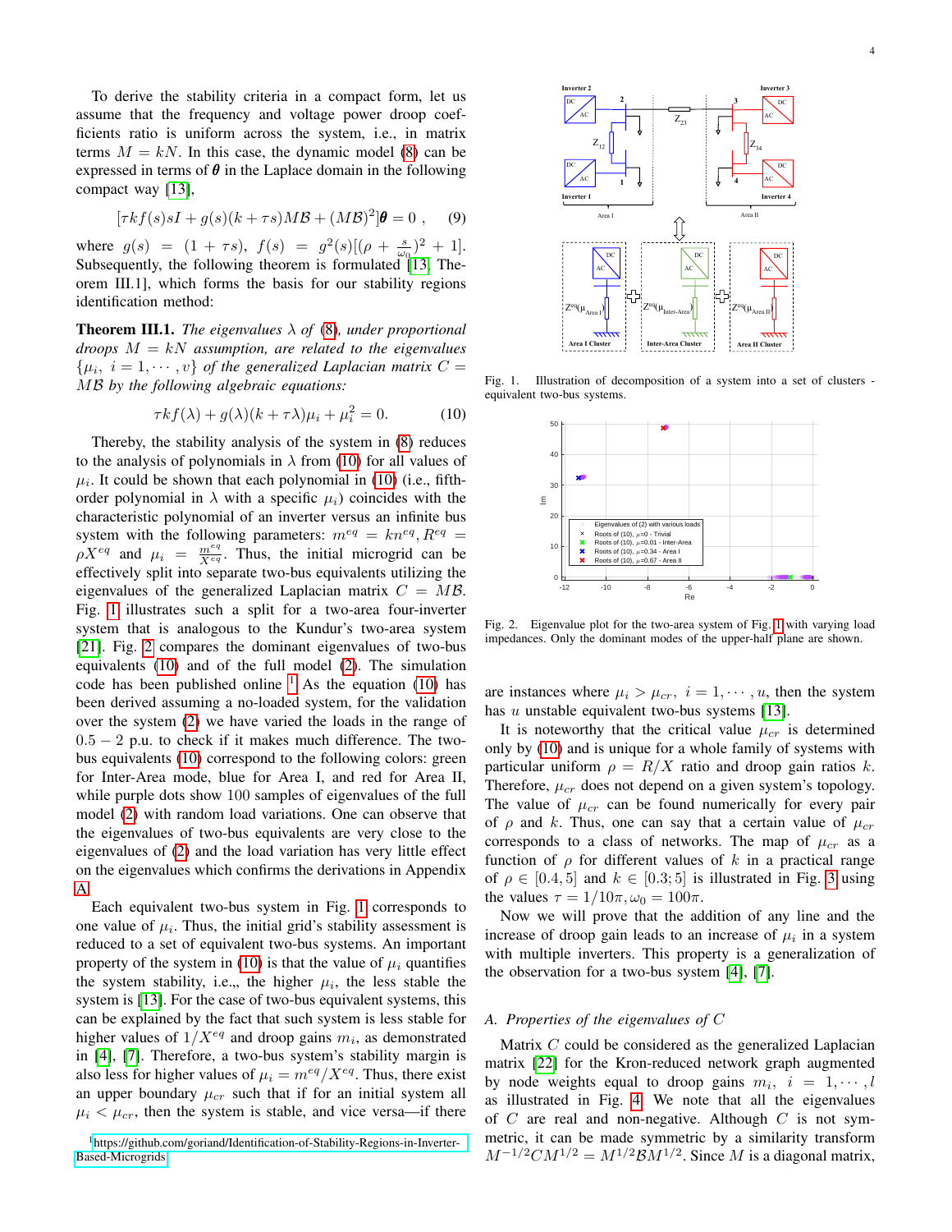To derive the stability criteria in a compact form, let us assume that the frequency and voltage power droop coefficients ratio is uniform across the system, i.e., in matrix terms $M = kN$. In this case, the dynamic model (8) can be expressed in terms of $\boldsymbol{\theta}$ in the Laplace domain in the following compact way [13],

$$[\tau k f(s) s I + g(s)(k + \tau s) M\mathcal{B} + (M\mathcal{B})^2]\boldsymbol{\theta} = 0 \ , \quad (9)$$

where $g(s) = (1 + \tau s)$, $f(s) = g^2(s)[(\rho + \frac{s}{\omega_0})^2 + 1]$. Subsequently, the following theorem is formulated [13, Theorem III.1], which forms the basis for our stability regions identification method:

**Theorem III.1.** *The eigenvalues $\lambda$ of (8), under proportional droops $M = kN$ assumption, are related to the eigenvalues $\{\mu_i,\ i = 1, \cdots, v\}$ of the generalized Laplacian matrix $C = M\mathcal{B}$ by the following algebraic equations:*

$$\tau k f(\lambda) + g(\lambda)(k + \tau\lambda)\mu_i + \mu_i^2 = 0. \quad (10)$$

Thereby, the stability analysis of the system in (8) reduces to the analysis of polynomials in $\lambda$ from (10) for all values of $\mu_i$. It could be shown that each polynomial in (10) (i.e., fifth-order polynomial in $\lambda$ with a specific $\mu_i$) coincides with the characteristic polynomial of an inverter versus an infinite bus system with the following parameters: $m^{eq} = kn^{eq}, R^{eq} = \rho X^{eq}$ and $\mu_i = \frac{m^{eq}}{X^{eq}}$. Thus, the initial microgrid can be effectively split into separate two-bus equivalents utilizing the eigenvalues of the generalized Laplacian matrix $C = M\mathcal{B}$. Fig. 1 illustrates such a split for a two-area four-inverter system that is analogous to the Kundur's two-area system [21]. Fig. 2 compares the dominant eigenvalues of the two-bus equivalents (10) and of the full model (2). The simulation code has been published online [1] As the equation (10) has been derived assuming a no-loaded system, for the validation over the system (2) we have varied the loads in the range of $0.5 - 2$ p.u. to check if it makes much difference. The two-bus equivalents (10) correspond to the following colors: green for Inter-Area mode, blue for Area I, and red for Area II, while purple dots show 100 samples of eigenvalues of the full model (2) with random load variations. One can observe that the eigenvalues of two-bus equivalents are very close to the eigenvalues of (2) and the load variation has very little effect on the eigenvalues which confirms the derivations in Appendix A.

Each equivalent two-bus system in Fig. 1 corresponds to one value of $\mu_i$. Thus, the initial grid's stability assessment is reduced to a set of equivalent two-bus systems. An important property of the system in (10) is that the value of $\mu_i$ quantifies the system stability, i.e.,, the higher $\mu_i$, the less stable the system is [13]. For the case of two-bus equivalent systems, this can be explained by the fact that such system is less stable for higher values of $1/X^{eq}$ and droop gains $m_i$, as demonstrated in [4], [7]. Therefore, a two-bus system's stability margin is also less for higher values of $\mu_i = m^{eq}/X^{eq}$. Thus, there exist an upper boundary $\mu_{cr}$ such that if for an initial system all $\mu_i < \mu_{cr}$, then the system is stable, and vice versa—if there

[1] https://github.com/goriand/Identification-of-Stability-Regions-in-Inverter-Based-Microgrids

Fig. 1. Illustration of decomposition of a system into a set of clusters - equivalent two-bus systems.

Fig. 2. Eigenvalue plot for the two-area system of Fig. 1 with varying load impedances. Only the dominant modes of the upper-half plane are shown.

are instances where $\mu_i > \mu_{cr},\ i = 1, \cdots, u$, then the system has $u$ unstable equivalent two-bus systems [13].

It is noteworthy that the critical value $\mu_{cr}$ is determined only by (10) and is unique for a whole family of systems with particular uniform $\rho = R/X$ ratio and droop gain ratios $k$. Therefore, $\mu_{cr}$ does not depend on a given system's topology. The value of $\mu_{cr}$ can be found numerically for every pair of $\rho$ and $k$. Thus, one can say that a certain value of $\mu_{cr}$ corresponds to a class of networks. The map of $\mu_{cr}$ as a function of $\rho$ for different values of $k$ in a practical range of $\rho \in [0.4, 5]$ and $k \in [0.3; 5]$ is illustrated in Fig. 3 using the values $\tau = 1/10\pi, \omega_0 = 100\pi$.

Now we will prove that the addition of any line and the increase of droop gain leads to an increase of $\mu_i$ in a system with multiple inverters. This property is a generalization of the observation for a two-bus system [4], [7].

### A. Properties of the eigenvalues of $C$

Matrix $C$ could be considered as the generalized Laplacian matrix [22] for the Kron-reduced network graph augmented by node weights equal to droop gains $m_i,\ i = 1, \cdots, l$ as illustrated in Fig. 4. We note that all the eigenvalues of $C$ are real and non-negative. Although $C$ is not symmetric, it can be made symmetric by a similarity transform $M^{-1/2}CM^{1/2} = M^{1/2}\mathcal{B}M^{1/2}$. Since $M$ is a diagonal matrix,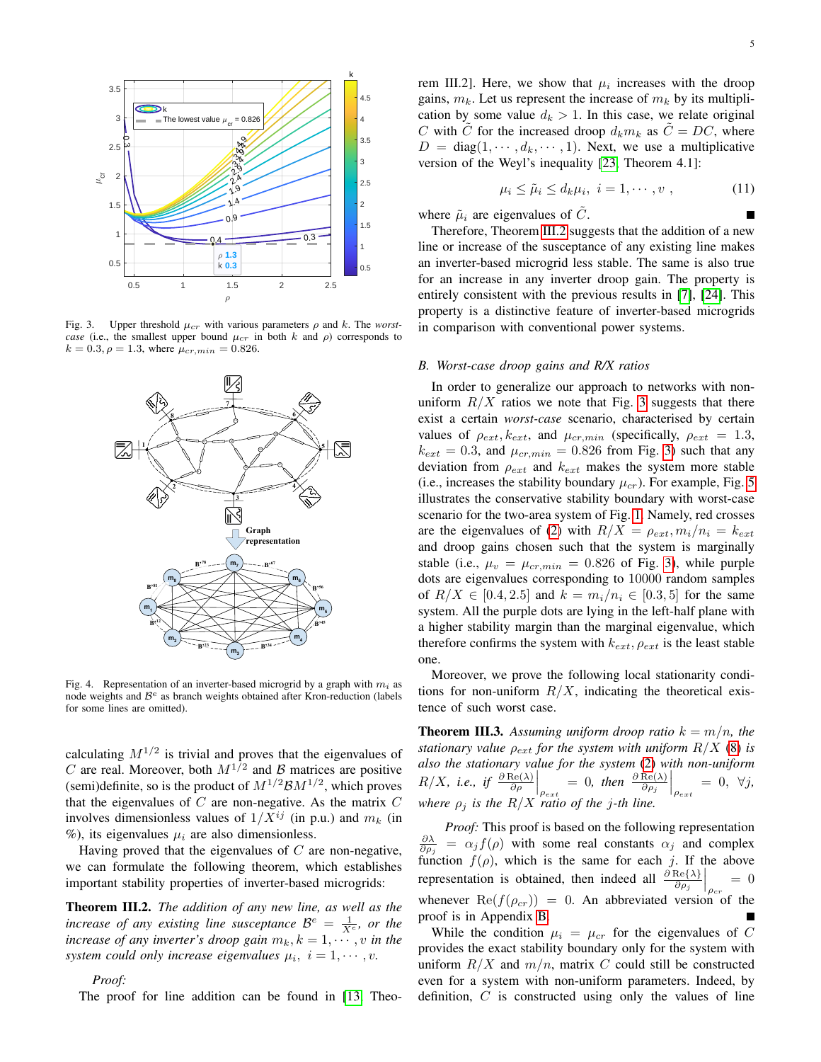Fig. 3. Upper threshold $\mu_{cr}$ with various parameters $\rho$ and $k$. The *worst-case* (i.e., the smallest upper bound $\mu_{cr}$ in both $k$ and $\rho$) corresponds to $k = 0.3, \rho = 1.3$, where $\mu_{cr,min} = 0.826$.

Fig. 4. Representation of an inverter-based microgrid by a graph with $m_i$ as node weights and $\mathcal{B}^e$ as branch weights obtained after Kron-reduction (labels for some lines are omitted).

calculating $M^{1/2}$ is trivial and proves that the eigenvalues of $C$ are real. Moreover, both $M^{1/2}$ and $\mathcal{B}$ matrices are positive (semi)definite, so is the product of $M^{1/2}\mathcal{B}M^{1/2}$, which proves that the eigenvalues of $C$ are non-negative. As the matrix $C$ involves dimensionless values of $1/X^{ij}$ (in p.u.) and $m_k$ (in %), its eigenvalues $\mu_i$ are also dimensionless.

Having proved that the eigenvalues of $C$ are non-negative, we can formulate the following theorem, which establishes important stability properties of inverter-based microgrids:

**Theorem III.2.** *The addition of any new line, as well as the increase of any existing line susceptance $\mathcal{B}^e = \frac{1}{X^e}$, or the increase of any inverter's droop gain $m_k, k = 1, \cdots, v$ in the system could only increase eigenvalues $\mu_i,\ i = 1, \cdots, v$.*

*Proof:*

The proof for line addition can be found in [13, Theorem III.2]. Here, we show that $\mu_i$ increases with the droop gains, $m_k$. Let us represent the increase of $m_k$ by its multiplication by some value $d_k > 1$. In this case, we relate original $C$ with $\tilde{C}$ for the increased droop $d_k m_k$ as $\tilde{C} = DC$, where $D = \text{diag}(1, \cdots, d_k, \cdots, 1)$. Next, we use a multiplicative version of the Weyl's inequality [23, Theorem 4.1]:

$$\mu_i \leq \tilde{\mu}_i \leq d_k \mu_i,\ i = 1, \cdots, v\ , \tag{11}$$

where $\tilde{\mu}_i$ are eigenvalues of $\tilde{C}$. ■

Therefore, Theorem III.2 suggests that the addition of a new line or increase of the susceptance of any existing line makes an inverter-based microgrid less stable. The same is also true for an increase in any inverter droop gain. The property is entirely consistent with the previous results in [7], [24]. This property is a distinctive feature of inverter-based microgrids in comparison with conventional power systems.

### B. Worst-case droop gains and R/X ratios

In order to generalize our approach to networks with non-uniform $R/X$ ratios we note that Fig. 3 suggests that there exist a certain *worst-case* scenario, characterised by certain values of $\rho_{ext}, k_{ext}$, and $\mu_{cr,min}$ (specifically, $\rho_{ext} = 1.3$, $k_{ext} = 0.3$, and $\mu_{cr,min} = 0.826$ from Fig. 3) such that any deviation from $\rho_{ext}$ and $k_{ext}$ makes the system more stable (i.e., increases the stability boundary $\mu_{cr}$). For example, Fig. 5 illustrates the conservative stability boundary with worst-case scenario for the two-area system of Fig. 1. Namely, red crosses are the eigenvalues of (2) with $R/X = \rho_{ext}, m_i/n_i = k_{ext}$ and droop gains chosen such that the system is marginally stable (i.e., $\mu_v = \mu_{cr,min} = 0.826$ of Fig. 3), while purple dots are eigenvalues corresponding to 10000 random samples of $R/X \in [0.4, 2.5]$ and $k = m_i/n_i \in [0.3, 5]$ for the same system. All the purple dots are lying in the left-half plane with a higher stability margin than the marginal eigenvalue, which therefore confirms the system with $k_{ext}, \rho_{ext}$ is the least stable one.

Moreover, we prove the following local stationarity conditions for non-uniform $R/X$, indicating the theoretical existence of such worst case.

**Theorem III.3.** *Assuming uniform droop ratio $k = m/n$, the stationary value $\rho_{ext}$ for the system with uniform $R/X$ (8) is also the stationary value for the system (2) with non-uniform $R/X$, i.e., if $\frac{\partial \text{Re}(\lambda)}{\partial \rho}\Big|_{\rho_{ext}} = 0$, then $\frac{\partial \text{Re}(\lambda)}{\partial \rho_j}\Big|_{\rho_{ext}} = 0,\ \forall j$, where $\rho_j$ is the $R/X$ ratio of the $j$-th line.*

*Proof:* This proof is based on the following representation $\frac{\partial \lambda}{\partial \rho_j} = \alpha_j f(\rho)$ with some real constants $\alpha_j$ and complex function $f(\rho)$, which is the same for each $j$. If the above representation is obtained, then indeed all $\frac{\partial\,\text{Re}\{\lambda\}}{\partial \rho_j}\Big|_{\rho_{cr}} = 0$ whenever $\text{Re}(f(\rho_{cr})) = 0$. An abbreviated version of the proof is in Appendix B. ■

While the condition $\mu_i = \mu_{cr}$ for the eigenvalues of $C$ provides the exact stability boundary only for the system with uniform $R/X$ and $m/n$, matrix $C$ could still be constructed even for a system with non-uniform parameters. Indeed, by definition, $C$ is constructed using only the values of line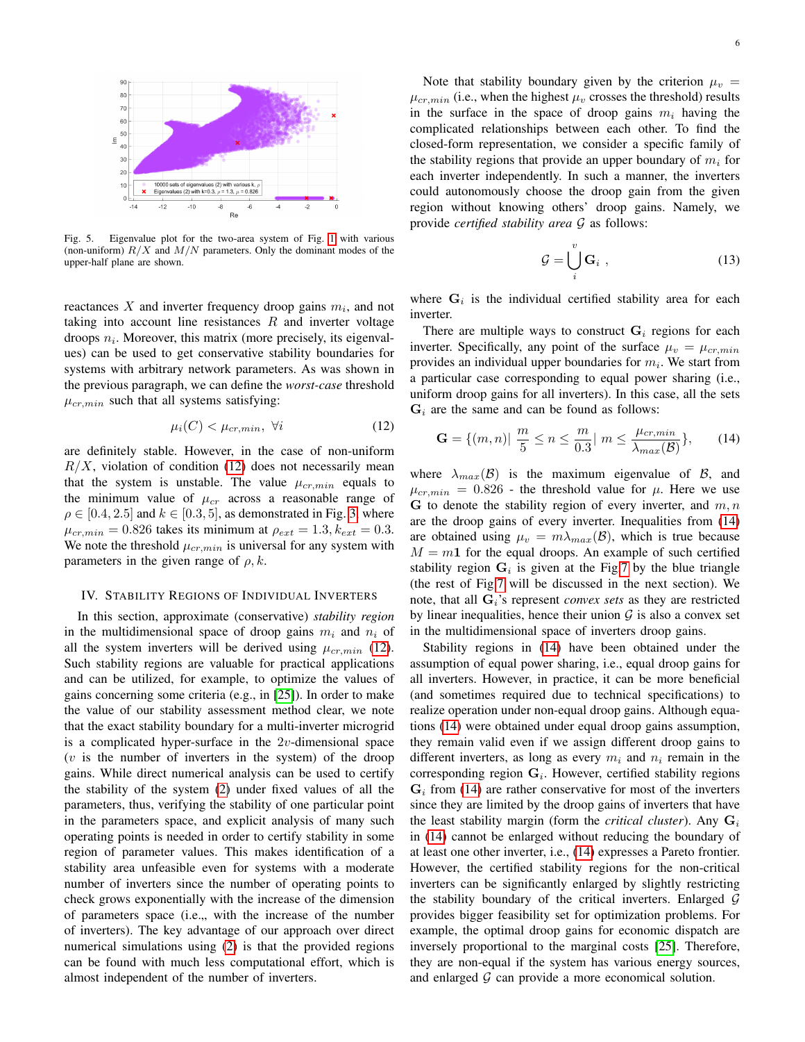Fig. 5. Eigenvalue plot for the two-area system of Fig. 1 with various (non-uniform) $R/X$ and $M/N$ parameters. Only the dominant modes of the upper-half plane are shown.

reactances $X$ and inverter frequency droop gains $m_i$, and not taking into account line resistances $R$ and inverter voltage droops $n_i$. Moreover, this matrix (more precisely, its eigenvalues) can be used to get conservative stability boundaries for systems with arbitrary network parameters. As was shown in the previous paragraph, we can define the *worst-case* threshold $\mu_{cr,min}$ such that all systems satisfying:

$$\mu_i(C) < \mu_{cr,min}, \ \forall i \tag{12}$$

are definitely stable. However, in the case of non-uniform $R/X$, violation of condition (12) does not necessarily mean that the system is unstable. The value $\mu_{cr,min}$ equals to the minimum value of $\mu_{cr}$ across a reasonable range of $\rho \in [0.4, 2.5]$ and $k \in [0.3, 5]$, as demonstrated in Fig. 3 where $\mu_{cr,min} = 0.826$ takes its minimum at $\rho_{ext} = 1.3, k_{ext} = 0.3$. We note the threshold $\mu_{cr,min}$ is universal for any system with parameters in the given range of $\rho, k$.

## IV. Stability Regions of Individual Inverters

In this section, approximate (conservative) *stability region* in the multidimensional space of droop gains $m_i$ and $n_i$ of all the system inverters will be derived using $\mu_{cr,min}$ (12). Such stability regions are valuable for practical applications and can be utilized, for example, to optimize the values of gains concerning some criteria (e.g., in [25]). In order to make the value of our stability assessment method clear, we note that the exact stability boundary for a multi-inverter microgrid is a complicated hyper-surface in the $2v$-dimensional space ($v$ is the number of inverters in the system) of the droop gains. While direct numerical analysis can be used to certify the stability of the system (2) under fixed values of all the parameters, thus, verifying the stability of one particular point in the parameters space, and explicit analysis of many such operating points is needed in order to certify stability in some region of parameter values. This makes identification of a stability area unfeasible even for systems with a moderate number of inverters since the number of operating points to check grows exponentially with the increase of the dimension of parameters space (i.e.,, with the increase of the number of inverters). The key advantage of our approach over direct numerical simulations using (2) is that the provided regions can be found with much less computational effort, which is almost independent of the number of inverters.

Note that stability boundary given by the criterion $\mu_v = \mu_{cr,min}$ (i.e., when the highest $\mu_v$ crosses the threshold) results in the surface in the space of droop gains $m_i$ having the complicated relationships between each other. To find the closed-form representation, we consider a specific family of the stability regions that provide an upper boundary of $m_i$ for each inverter independently. In such a manner, the inverters could autonomously choose the droop gain from the given region without knowing others' droop gains. Namely, we provide *certified stability area* $\mathcal{G}$ as follows:

$$\mathcal{G} = \bigcup_i^v \mathbf{G}_i \ , \tag{13}$$

where $\mathbf{G}_i$ is the individual certified stability area for each inverter.

There are multiple ways to construct $\mathbf{G}_i$ regions for each inverter. Specifically, any point of the surface $\mu_v = \mu_{cr,min}$ provides an individual upper boundaries for $m_i$. We start from a particular case corresponding to equal power sharing (i.e., uniform droop gains for all inverters). In this case, all the sets $\mathbf{G}_i$ are the same and can be found as follows:

$$\mathbf{G} = \{(m,n)| \ \frac{m}{5} \leq n \leq \frac{m}{0.3} | \ m \leq \frac{\mu_{cr,min}}{\lambda_{max}(\mathcal{B})}\}, \tag{14}$$

where $\lambda_{max}(\mathcal{B})$ is the maximum eigenvalue of $\mathcal{B}$, and $\mu_{cr,min} = 0.826$ - the threshold value for $\mu$. Here we use $\mathbf{G}$ to denote the stability region of every inverter, and $m, n$ are the droop gains of every inverter. Inequalities from (14) are obtained using $\mu_v = m\lambda_{max}(\mathcal{B})$, which is true because $M = m\mathbf{1}$ for the equal droops. An example of such certified stability region $\mathbf{G}_i$ is given at the Fig 7 by the blue triangle (the rest of Fig 7 will be discussed in the next section). We note, that all $\mathbf{G}_i$'s represent *convex sets* as they are restricted by linear inequalities, hence their union $\mathcal{G}$ is also a convex set in the multidimensional space of inverters droop gains.

Stability regions in (14) have been obtained under the assumption of equal power sharing, i.e., equal droop gains for all inverters. However, in practice, it can be more beneficial (and sometimes required due to technical specifications) to realize operation under non-equal droop gains. Although equations (14) were obtained under equal droop gains assumption, they remain valid even if we assign different droop gains to different inverters, as long as every $m_i$ and $n_i$ remain in the corresponding region $\mathbf{G}_i$. However, certified stability regions $\mathbf{G}_i$ from (14) are rather conservative for most of the inverters since they are limited by the droop gains of inverters that have the least stability margin (form the *critical cluster*). Any $\mathbf{G}_i$ in (14) cannot be enlarged without reducing the boundary of at least one other inverter, i.e., (14) expresses a Pareto frontier. However, the certified stability regions for the non-critical inverters can be significantly enlarged by slightly restricting the stability boundary of the critical inverters. Enlarged $\mathcal{G}$ provides bigger feasibility set for optimization problems. For example, the optimal droop gains for economic dispatch are inversely proportional to the marginal costs [25]. Therefore, they are non-equal if the system has various energy sources, and enlarged $\mathcal{G}$ can provide a more economical solution.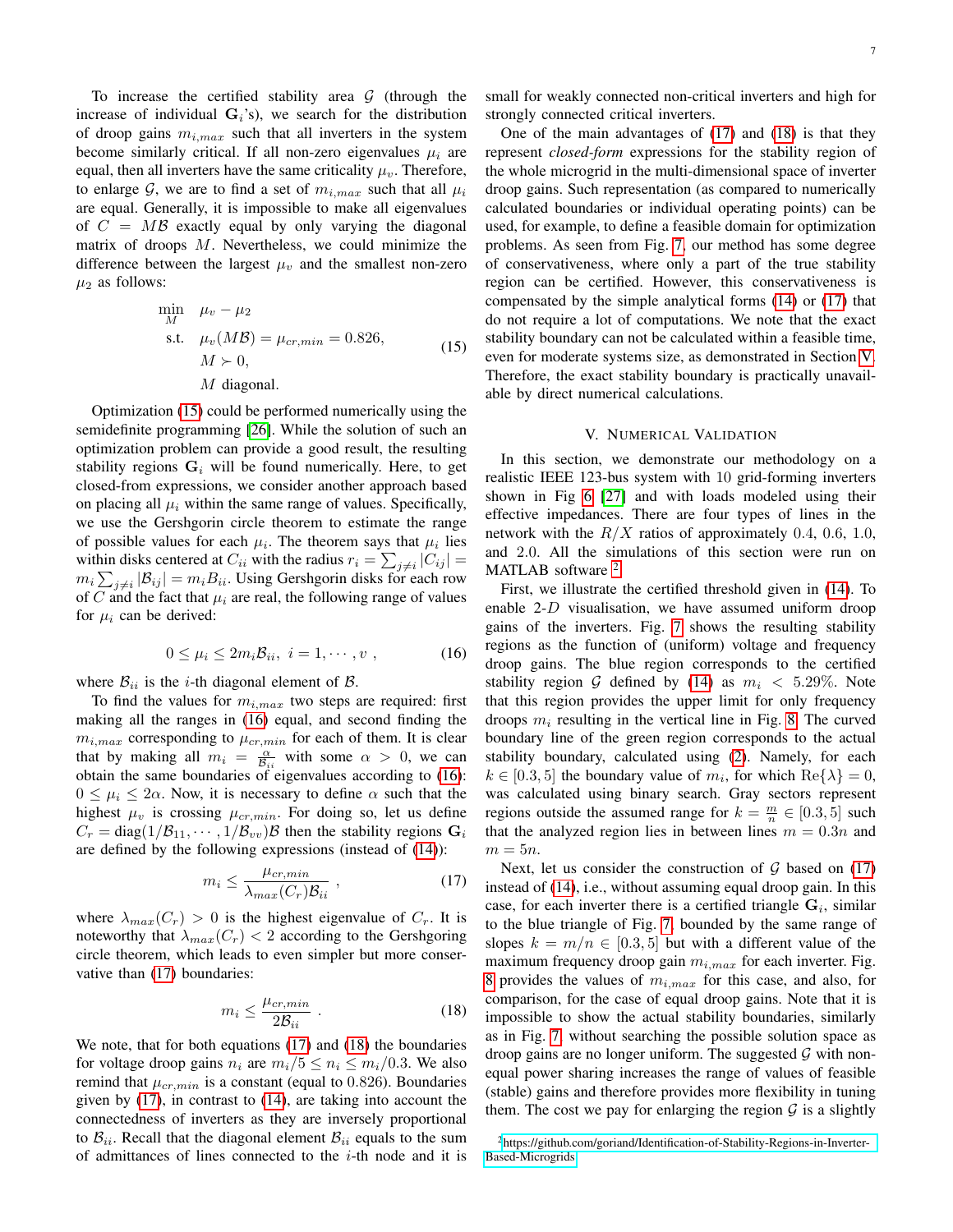To increase the certified stability area $\mathcal{G}$ (through the increase of individual $\mathbf{G}_i$'s), we search for the distribution of droop gains $m_{i,max}$ such that all inverters in the system become similarly critical. If all non-zero eigenvalues $\mu_i$ are equal, then all inverters have the same criticality $\mu_v$. Therefore, to enlarge $\mathcal{G}$, we are to find a set of $m_{i,max}$ such that all $\mu_i$ are equal. Generally, it is impossible to make all eigenvalues of $C = M\mathcal{B}$ exactly equal by only varying the diagonal matrix of droops $M$. Nevertheless, we could minimize the difference between the largest $\mu_v$ and the smallest non-zero $\mu_2$ as follows:

$$\begin{aligned} \min_{M} \quad & \mu_v - \mu_2 \\ \text{s.t.} \quad & \mu_v(M\mathcal{B}) = \mu_{cr,min} = 0.826, \\ & M \succ 0, \\ & M \text{ diagonal.} \end{aligned} \tag{15}$$

Optimization (15) could be performed numerically using the semidefinite programming [26]. While the solution of such an optimization problem can provide a good result, the resulting stability regions $\mathbf{G}_i$ will be found numerically. Here, to get closed-from expressions, we consider another approach based on placing all $\mu_i$ within the same range of values. Specifically, we use the Gershgorin circle theorem to estimate the range of possible values for each $\mu_i$. The theorem says that $\mu_i$ lies within disks centered at $C_{ii}$ with the radius $r_i = \sum_{j\neq i}|C_{ij}| = m_i \sum_{j\neq i}|\mathcal{B}_{ij}| = m_i B_{ii}$. Using Gershgorin disks for each row of $C$ and the fact that $\mu_i$ are real, the following range of values for $\mu_i$ can be derived:

$$0 \leq \mu_i \leq 2 m_i \mathcal{B}_{ii}, \; i = 1, \cdots, v \;, \tag{16}$$

where $\mathcal{B}_{ii}$ is the $i$-th diagonal element of $\mathcal{B}$.

To find the values for $m_{i,max}$ two steps are required: first making all the ranges in (16) equal, and second finding the $m_{i,max}$ corresponding to $\mu_{cr,min}$ for each of them. It is clear that by making all $m_i = \frac{\alpha}{\mathcal{B}_{ii}}$ with some $\alpha > 0$, we can obtain the same boundaries of eigenvalues according to (16): $0 \leq \mu_i \leq 2\alpha$. Now, it is necessary to define $\alpha$ such that the highest $\mu_v$ is crossing $\mu_{cr,min}$. For doing so, let us define $C_r = \text{diag}(1/\mathcal{B}_{11}, \cdots, 1/\mathcal{B}_{vv})\mathcal{B}$ then the stability regions $\mathbf{G}_i$ are defined by the following expressions (instead of (14)):

$$m_i \leq \frac{\mu_{cr,min}}{\lambda_{max}(C_r)\mathcal{B}_{ii}} \;, \tag{17}$$

where $\lambda_{max}(C_r) > 0$ is the highest eigenvalue of $C_r$. It is noteworthy that $\lambda_{max}(C_r) < 2$ according to the Gershgoring circle theorem, which leads to even simpler but more conservative than (17) boundaries:

$$m_i \leq \frac{\mu_{cr,min}}{2\mathcal{B}_{ii}} \;. \tag{18}$$

We note, that for both equations (17) and (18) the boundaries for voltage droop gains $n_i$ are $m_i/5 \leq n_i \leq m_i/0.3$. We also remind that $\mu_{cr,min}$ is a constant (equal to 0.826). Boundaries given by (17), in contrast to (14), are taking into account the connectedness of inverters as they are inversely proportional to $\mathcal{B}_{ii}$. Recall that the diagonal element $\mathcal{B}_{ii}$ equals to the sum of admittances of lines connected to the $i$-th node and it is small for weakly connected non-critical inverters and high for strongly connected critical inverters.

One of the main advantages of (17) and (18) is that they represent *closed-form* expressions for the stability region of the whole microgrid in the multi-dimensional space of inverter droop gains. Such representation (as compared to numerically calculated boundaries or individual operating points) can be used, for example, to define a feasible domain for optimization problems. As seen from Fig. 7, our method has some degree of conservativeness, where only a part of the true stability region can be certified. However, this conservativeness is compensated by the simple analytical forms (14) or (17) that do not require a lot of computations. We note that the exact stability boundary can not be calculated within a feasible time, even for moderate systems size, as demonstrated in Section V. Therefore, the exact stability boundary is practically unavailable by direct numerical calculations.

## V. Numerical Validation

In this section, we demonstrate our methodology on a realistic IEEE 123-bus system with 10 grid-forming inverters shown in Fig 6 [27] and with loads modeled using their effective impedances. There are four types of lines in the network with the $R/X$ ratios of approximately 0.4, 0.6, 1.0, and 2.0. All the simulations of this section were run on MATLAB software [2].

First, we illustrate the certified threshold given in (14). To enable 2-$D$ visualisation, we have assumed uniform droop gains of the inverters. Fig. 7 shows the resulting stability regions as the function of (uniform) voltage and frequency droop gains. The blue region corresponds to the certified stability region $\mathcal{G}$ defined by (14) as $m_i < 5.29\%$. Note that this region provides the upper limit for only frequency droops $m_i$ resulting in the vertical line in Fig. 8. The curved boundary line of the green region corresponds to the actual stability boundary, calculated using (2). Namely, for each $k \in [0.3, 5]$ the boundary value of $m_i$, for which $\text{Re}\{\lambda\} = 0$, was calculated using binary search. Gray sectors represent regions outside the assumed range for $k = \frac{m}{n} \in [0.3, 5]$ such that the analyzed region lies in between lines $m = 0.3n$ and $m = 5n$.

Next, let us consider the construction of $\mathcal{G}$ based on (17) instead of (14), i.e., without assuming equal droop gain. In this case, for each inverter there is a certified triangle $\mathbf{G}_i$, similar to the blue triangle of Fig. 7, bounded by the same range of slopes $k = m/n \in [0.3, 5]$ but with a different value of the maximum frequency droop gain $m_{i,max}$ for each inverter. Fig. 8 provides the values of $m_{i,max}$ for this case, and also, for comparison, for the case of equal droop gains. Note that it is impossible to show the actual stability boundaries, similarly as in Fig. 7 without searching the possible solution space as droop gains are no longer uniform. The suggested $\mathcal{G}$ with non-equal power sharing increases the range of values of feasible (stable) gains and therefore provides more flexibility in tuning them. The cost we pay for enlarging the region $\mathcal{G}$ is a slightly

[2] https://github.com/goriand/Identification-of-Stability-Regions-in-Inverter-Based-Microgrids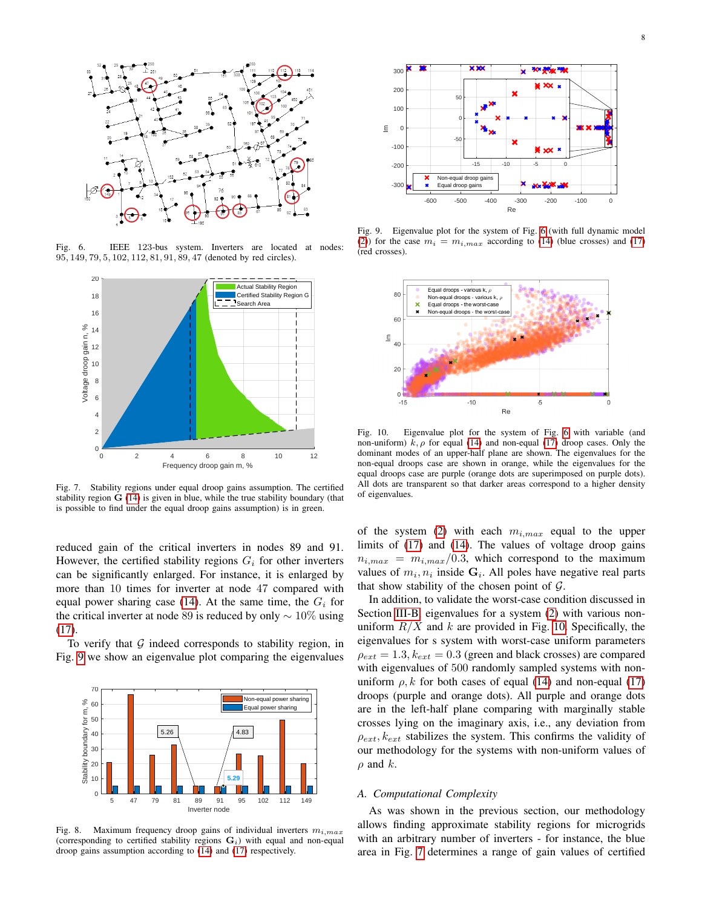Fig. 6. IEEE 123-bus system. Inverters are located at nodes: 95, 149, 79, 5, 102, 112, 81, 91, 89, 47 (denoted by red circles).

Fig. 7. Stability regions under equal droop gains assumption. The certified stability region $\mathbf{G}$ (14) is given in blue, while the true stability boundary (that is possible to find under the equal droop gains assumption) is in green.

reduced gain of the critical inverters in nodes 89 and 91. However, the certified stability regions $G_i$ for other inverters can be significantly enlarged. For instance, it is enlarged by more than 10 times for inverter at node 47 compared with equal power sharing case (14). At the same time, the $G_i$ for the critical inverter at node 89 is reduced by only $\sim 10\%$ using (17).

To verify that $\mathcal{G}$ indeed corresponds to stability region, in Fig. 9 we show an eigenvalue plot comparing the eigenvalues

Fig. 8. Maximum frequency droop gains of individual inverters $m_{i,max}$ (corresponding to certified stability regions $\mathbf{G}_i$) with equal and non-equal droop gains assumption according to (14) and (17) respectively.

Fig. 9. Eigenvalue plot for the system of Fig. 6 (with full dynamic model (2)) for the case $m_i = m_{i,max}$ according to (14) (blue crosses) and (17) (red crosses).

Fig. 10. Eigenvalue plot for the system of Fig. 6 with variable (and non-uniform) $k, \rho$ for equal (14) and non-equal (17) droop cases. Only the dominant modes of an upper-half plane are shown. The eigenvalues for the non-equal droops case are shown in orange, while the eigenvalues for the equal droops case are purple (orange dots are superimposed on purple dots). All dots are transparent so that darker areas correspond to a higher density of eigenvalues.

of the system (2) with each $m_{i,max}$ equal to the upper limits of (17) and (14). The values of voltage droop gains $n_{i,max} = m_{i,max}/0.3$, which correspond to the maximum values of $m_i, n_i$ inside $\mathbf{G}_i$. All poles have negative real parts that show stability of the chosen point of $\mathcal{G}$.

In addition, to validate the worst-case condition discussed in Section III-B, eigenvalues for a system (2) with various non-uniform $R/X$ and $k$ are provided in Fig. 10. Specifically, the eigenvalues for s system with worst-case uniform parameters $\rho_{ext} = 1.3, k_{ext} = 0.3$ (green and black crosses) are compared with eigenvalues of 500 randomly sampled systems with non-uniform $\rho, k$ for both cases of equal (14) and non-equal (17) droops (purple and orange dots). All purple and orange dots are in the left-half plane comparing with marginally stable crosses lying on the imaginary axis, i.e., any deviation from $\rho_{ext}, k_{ext}$ stabilizes the system. This confirms the validity of our methodology for the systems with non-uniform values of $\rho$ and $k$.

### *A. Computational Complexity*

As was shown in the previous section, our methodology allows finding approximate stability regions for microgrids with an arbitrary number of inverters - for instance, the blue area in Fig. 7 determines a range of gain values of certified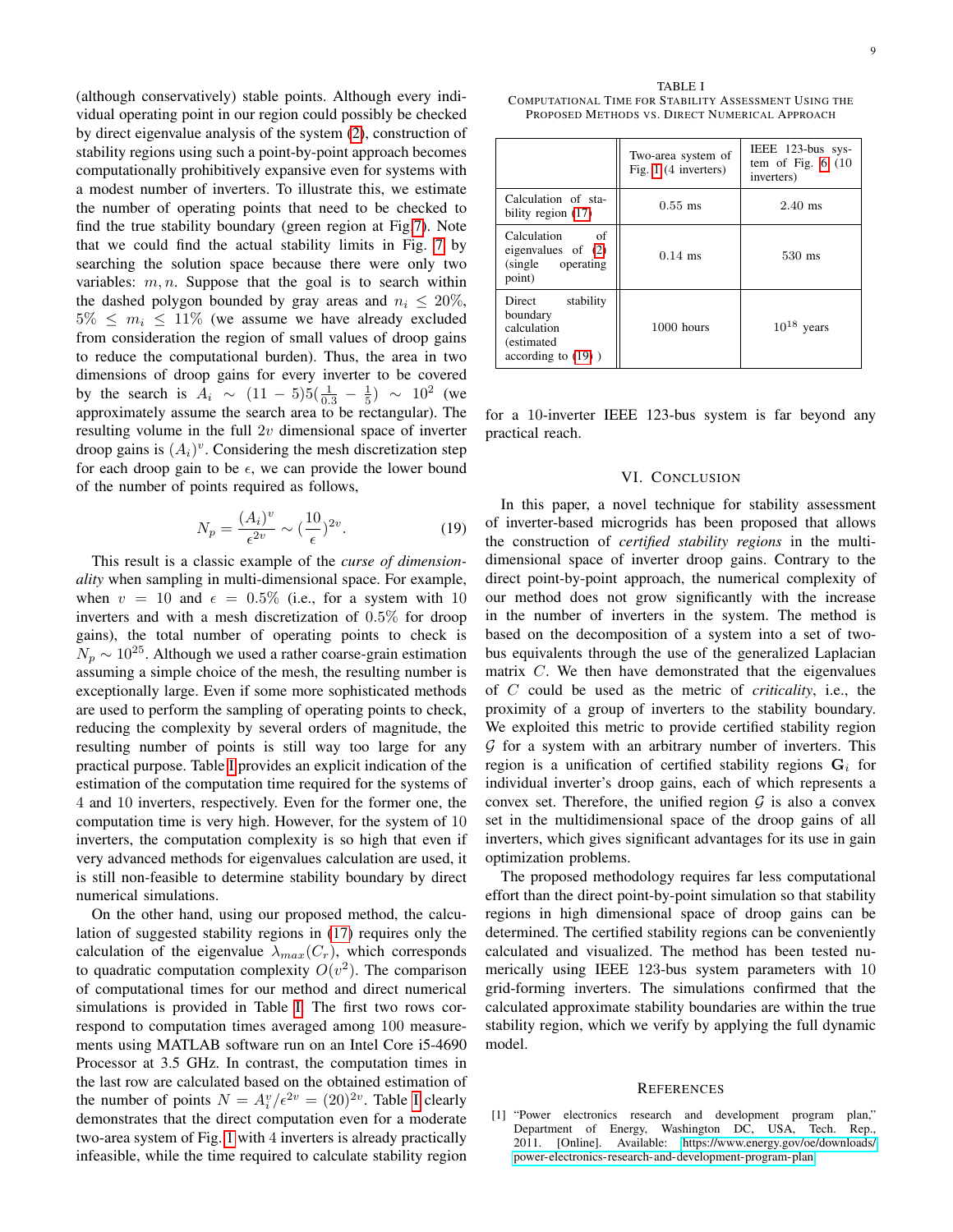(although conservatively) stable points. Although every individual operating point in our region could possibly be checked by direct eigenvalue analysis of the system (2), construction of stability regions using such a point-by-point approach becomes computationally prohibitively expansive even for systems with a modest number of inverters. To illustrate this, we estimate the number of operating points that need to be checked to find the true stability boundary (green region at Fig. 7). Note that we could find the actual stability limits in Fig. 7 by searching the solution space because there were only two variables: $m, n$. Suppose that the goal is to search within the dashed polygon bounded by gray areas and $n_i \leq 20\%$, $5\% \leq m_i \leq 11\%$ (we assume we have already excluded from consideration the region of small values of droop gains to reduce the computational burden). Thus, the area in two dimensions of droop gains to be covered for every inverter to be covered by the search is $A_i \sim (11-5)5(\frac{1}{0.3}-\frac{1}{5}) \sim 10^2$ (we approximately assume the search area to be rectangular). The resulting volume in the full $2v$ dimensional space of inverter droop gains is $(A_i)^v$. Considering the mesh discretization step for each droop gain to be $\epsilon$, we can provide the lower bound of the number of points required as follows,

$$N_p = \frac{(A_i)^v}{\epsilon^{2v}} \sim (\frac{10}{\epsilon})^{2v}. \tag{19}$$

This result is a classic example of the *curse of dimensionality* when sampling in multi-dimensional space. For example, when $v = 10$ and $\epsilon = 0.5\%$ (i.e., for a system with 10 inverters and with a mesh discretization of 0.5% for droop gains), the total number of operating points to check is $N_p \sim 10^{25}$. Although we used a rather coarse-grain estimation assuming a simple choice of the mesh, the resulting number is exceptionally large. Even if some more sophisticated methods are used to perform the sampling of operating points to check, reducing the complexity by several orders of magnitude, the resulting number of points is still way too large for any practical purpose. Table I provides an explicit indication of the estimation of the computation time required for the systems of 4 and 10 inverters, respectively. Even for the former one, the computation time is very high. However, for the system of 10 inverters, the computation complexity is so high that even if very advanced methods for eigenvalues calculation are used, it is still non-feasible to determine stability boundary by direct numerical simulations.

On the other hand, using our proposed method, the calculation of suggested stability regions in (17) requires only the calculation of the eigenvalue $\lambda_{max}(C_r)$, which corresponds to quadratic computation complexity $O(v^2)$. The comparison of computational times for our method and direct numerical simulations is provided in Table I. The first two rows correspond to computation times averaged among 100 measurements using MATLAB software run on an Intel Core i5-4690 Processor at 3.5 GHz. In contrast, the computation times in the last row are calculated based on the obtained estimation of the number of points $N = A_i^v/\epsilon^{2v} = (20)^{2v}$. Table I clearly demonstrates that the direct computation even for a moderate two-area system of Fig. 1 with 4 inverters is already practically infeasible, while the time required to calculate stability region for a 10-inverter IEEE 123-bus system is far beyond any practical reach.

TABLE I
COMPUTATIONAL TIME FOR STABILITY ASSESSMENT USING THE PROPOSED METHODS VS. DIRECT NUMERICAL APPROACH

| | Two-area system of Fig. 1 (4 inverters) | IEEE 123-bus system of Fig. 6 (10 inverters) |
|---|---|---|
| Calculation of stability region (17) | 0.55 ms | 2.40 ms |
| Calculation of eigenvalues of (2) (single operating point) | 0.14 ms | 530 ms |
| Direct stability boundary calculation (estimated according to (19) ) | 1000 hours | $10^{18}$ years |

## VI. CONCLUSION

In this paper, a novel technique for stability assessment of inverter-based microgrids has been proposed that allows the construction of *certified stability regions* in the multi-dimensional space of inverter droop gains. Contrary to the direct point-by-point approach, the numerical complexity of our method does not grow significantly with the increase in the number of inverters in the system. The method is based on the decomposition of a system into a set of two-bus equivalents through the use of the generalized Laplacian matrix $C$. We then have demonstrated that the eigenvalues of $C$ could be used as the metric of *criticality*, i.e., the proximity of a group of inverters to the stability boundary. We exploited this metric to provide certified stability region $\mathcal{G}$ for a system with an arbitrary number of inverters. This region is a unification of certified stability regions $\mathbf{G}_i$ for individual inverter's droop gains, each of which represents a convex set. Therefore, the unified region $\mathcal{G}$ is also a convex set in the multidimensional space of the droop gains of all inverters, which gives significant advantages for its use in gain optimization problems.

The proposed methodology requires far less computational effort than the direct point-by-point simulation so that stability regions in high dimensional space of droop gains can be determined. The certified stability regions can be conveniently calculated and visualized. The method has been tested numerically using IEEE 123-bus system parameters with 10 grid-forming inverters. The simulations confirmed that the calculated approximate stability boundaries are within the true stability region, which we verify by applying the full dynamic model.

## REFERENCES

[1] "Power electronics research and development program plan," Department of Energy, Washington DC, USA, Tech. Rep., 2011. [Online]. Available: https://www.energy.gov/oe/downloads/power-electronics-research-and-development-program-plan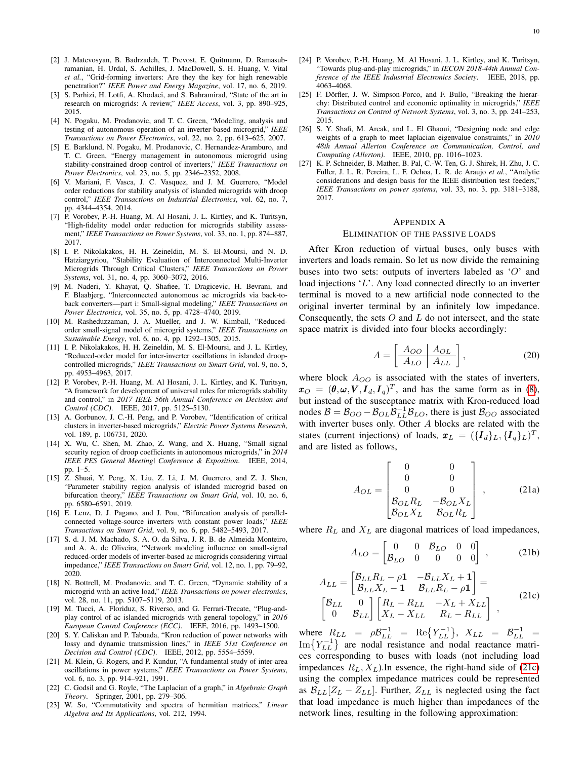[2] J. Matevosyan, B. Badrzadeh, T. Prevost, E. Quitmann, D. Ramasubramanian, H. Urdal, S. Achilles, J. MacDowell, S. H. Huang, V. Vital *et al.*, "Grid-forming inverters: Are they the key for high renewable penetration?" *IEEE Power and Energy Magazine*, vol. 17, no. 6, 2019.

[3] S. Parhizi, H. Lotfi, A. Khodaei, and S. Bahramirad, "State of the art in research on microgrids: A review," *IEEE Access*, vol. 3, pp. 890–925, 2015.

[4] N. Pogaku, M. Prodanovic, and T. C. Green, "Modeling, analysis and testing of autonomous operation of an inverter-based microgrid," *IEEE Transactions on Power Electronics*, vol. 22, no. 2, pp. 613–625, 2007.

[5] E. Barklund, N. Pogaku, M. Prodanovic, C. Hernandez-Aramburo, and T. C. Green, "Energy management in autonomous microgrid using stability-constrained droop control of inverters," *IEEE Transactions on Power Electronics*, vol. 23, no. 5, pp. 2346–2352, 2008.

[6] V. Mariani, F. Vasca, J. C. Vasquez, and J. M. Guerrero, "Model order reductions for stability analysis of islanded microgrids with droop control," *IEEE Transactions on Industrial Electronics*, vol. 62, no. 7, pp. 4344–4354, 2014.

[7] P. Vorobev, P.-H. Huang, M. Al Hosani, J. L. Kirtley, and K. Turitsyn, "High-fidelity model order reduction for microgrids stability assessment," *IEEE Transactions on Power Systems*, vol. 33, no. 1, pp. 874–887, 2017.

[8] I. P. Nikolakakos, H. H. Zeineldin, M. S. El-Moursi, and N. D. Hatziargyriou, "Stability Evaluation of Interconnected Multi-Inverter Microgrids Through Critical Clusters," *IEEE Transactions on Power Systems*, vol. 31, no. 4, pp. 3060–3072, 2016.

[9] M. Naderi, Y. Khayat, Q. Shafiee, T. Dragicevic, H. Bevrani, and F. Blaabjerg, "Interconnected autonomous ac microgrids via back-to-back converters—part i: Small-signal modeling," *IEEE Transactions on Power Electronics*, vol. 35, no. 5, pp. 4728–4740, 2019.

[10] M. Rasheduzzaman, J. A. Mueller, and J. W. Kimball, "Reduced-order small-signal model of microgrid systems," *IEEE Transactions on Sustainable Energy*, vol. 6, no. 4, pp. 1292–1305, 2015.

[11] I. P. Nikolakakos, H. H. Zeineldin, M. S. El-Moursi, and J. L. Kirtley, "Reduced-order model for inter-inverter oscillations in islanded droop-controlled microgrids," *IEEE Transactions on Smart Grid*, vol. 9, no. 5, pp. 4953–4963, 2017.

[12] P. Vorobev, P.-H. Huang, M. Al Hosani, J. L. Kirtley, and K. Turitsyn, "A framework for development of universal rules for microgrids stability and control," in *2017 IEEE 56th Annual Conference on Decision and Control (CDC)*. IEEE, 2017, pp. 5125–5130.

[13] A. Gorbunov, J. C.-H. Peng, and P. Vorobev, "Identification of critical clusters in inverter-based microgrids," *Electric Power Systems Research*, vol. 189, p. 106731, 2020.

[14] X. Wu, C. Shen, M. Zhao, Z. Wang, and X. Huang, "Small signal security region of droop coefficients in autonomous microgrids," in *2014 IEEE PES General Meeting| Conference & Exposition*. IEEE, 2014, pp. 1–5.

[15] Z. Shuai, Y. Peng, X. Liu, Z. Li, J. M. Guerrero, and Z. J. Shen, "Parameter stability region analysis of islanded microgrid based on bifurcation theory," *IEEE Transactions on Smart Grid*, vol. 10, no. 6, pp. 6580–6591, 2019.

[16] E. Lenz, D. J. Pagano, and J. Pou, "Bifurcation analysis of parallel-connected voltage-source inverters with constant power loads," *IEEE Transactions on Smart Grid*, vol. 9, no. 6, pp. 5482–5493, 2017.

[17] S. d. J. M. Machado, S. A. O. da Silva, J. R. B. de Almeida Monteiro, and A. A. de Oliveira, "Network modeling influence on small-signal reduced-order models of inverter-based ac microgrids considering virtual impedance," *IEEE Transactions on Smart Grid*, vol. 12, no. 1, pp. 79–92, 2020.

[18] N. Bottrell, M. Prodanovic, and T. C. Green, "Dynamic stability of a microgrid with an active load," *IEEE Transactions on power electronics*, vol. 28, no. 11, pp. 5107–5119, 2013.

[19] M. Tucci, A. Floriduz, S. Riverso, and G. Ferrari-Trecate, "Plug-and-play control of ac islanded microgrids with general topology," in *2016 European Control Conference (ECC)*. IEEE, 2016, pp. 1493–1500.

[20] S. Y. Caliskan and P. Tabuada, "Kron reduction of power networks with lossy and dynamic transmission lines," in *IEEE 51st Conference on Decision and Control (CDC)*. IEEE, 2012, pp. 5554–5559.

[21] M. Klein, G. Rogers, and P. Kundur, "A fundamental study of inter-area oscillations in power systems," *IEEE Transactions on Power Systems*, vol. 6, no. 3, pp. 914–921, 1991.

[22] C. Godsil and G. Royle, "The Laplacian of a graph," in *Algebraic Graph Theory*. Springer, 2001, pp. 279–306.

[23] W. So, "Commutativity and spectra of hermitian matrices," *Linear Algebra and Its Applications*, vol. 212, 1994.

[24] P. Vorobev, P.-H. Huang, M. Al Hosani, J. L. Kirtley, and K. Turitsyn, "Towards plug-and-play microgrids," in *IECON 2018-44th Annual Conference of the IEEE Industrial Electronics Society*. IEEE, 2018, pp. 4063–4068.

[25] F. Dörfler, J. W. Simpson-Porco, and F. Bullo, "Breaking the hierarchy: Distributed control and economic optimality in microgrids," *IEEE Transactions on Control of Network Systems*, vol. 3, no. 3, pp. 241–253, 2015.

[26] S. Y. Shafi, M. Arcak, and L. El Ghaoui, "Designing node and edge weights of a graph to meet laplacian eigenvalue constraints," in *2010 48th Annual Allerton Conference on Communication, Control, and Computing (Allerton)*. IEEE, 2010, pp. 1016–1023.

[27] K. P. Schneider, B. Mather, B. Pal, C.-W. Ten, G. J. Shirek, H. Zhu, J. C. Fuller, J. L. R. Pereira, L. F. Ochoa, L. R. de Araujo *et al.*, "Analytic considerations and design basis for the IEEE distribution test feeders," *IEEE Transactions on power systems*, vol. 33, no. 3, pp. 3181–3188, 2017.

## Appendix A
## Elimination of the Passive Loads

After Kron reduction of virtual buses, only buses with inverters and loads remain. So let us now divide the remaining buses into two sets: outputs of inverters labeled as '$O$' and load injections '$L$'. Any load connected directly to an inverter terminal is moved to a new artificial node connected to the original inverter terminal by an infinitely low impedance. Consequently, the sets $O$ and $L$ do not intersect, and the state space matrix is divided into four blocks accordingly:

$$A = \left[\begin{array}{c|c} A_{OO} & A_{OL} \\ \hline A_{LO} & A_{LL} \end{array}\right], \tag{20}$$

where block $A_{OO}$ is associated with the states of inverters, $\boldsymbol{x}_O = (\boldsymbol{\theta}, \boldsymbol{\omega}, \boldsymbol{V}, \boldsymbol{I}_d, \boldsymbol{I}_q)^T$, and has the same form as in (8), but instead of the susceptance matrix with Kron-reduced load nodes $\mathcal{B} = \mathcal{B}_{OO} - \mathcal{B}_{OL}\mathcal{B}_{LL}^{-1}\mathcal{B}_{LO}$, there is just $\mathcal{B}_{OO}$ associated with inverter buses only. Other $A$ blocks are related with the states (current injections) of loads, $\boldsymbol{x}_L = (\{\boldsymbol{I}_d\}_L, \{\boldsymbol{I}_q\}_L)^T$, and are listed as follows,

$$A_{OL} = \begin{bmatrix} 0 & 0 \\ 0 & 0 \\ 0 & 0 \\ \mathcal{B}_{OL}R_L & -\mathcal{B}_{OL}X_L \\ \mathcal{B}_{OL}X_L & \mathcal{B}_{OL}R_L \end{bmatrix}, \tag{21a}$$

where $R_L$ and $X_L$ are diagonal matrices of load impedances,

$$A_{LO} = \begin{bmatrix} 0 & 0 & \mathcal{B}_{LO} & 0 & 0 \\ \mathcal{B}_{LO} & 0 & 0 & 0 & 0 \end{bmatrix}, \tag{21b}$$

$$\begin{aligned} A_{LL} &= \begin{bmatrix} \mathcal{B}_{LL}R_L - \rho\mathbf{1} & -\mathcal{B}_{LL}X_L + \mathbf{1} \\ \mathcal{B}_{LL}X_L - \mathbf{1} & \mathcal{B}_{LL}R_L - \rho\mathbf{1} \end{bmatrix} = \\ &\begin{bmatrix} \mathcal{B}_{LL} & 0 \\ 0 & \mathcal{B}_{LL} \end{bmatrix} \begin{bmatrix} R_L - R_{LL} & -X_L + X_{LL} \\ X_L - X_{LL} & R_L - R_{LL} \end{bmatrix}, \end{aligned} \tag{21c}$$

where $R_{LL} = \rho\mathcal{B}_{LL}^{-1} = \mathrm{Re}\{Y_{LL}^{-1}\}$, $X_{LL} = \mathcal{B}_{LL}^{-1} = \mathrm{Im}\{Y_{LL}^{-1}\}$ are nodal resistance and nodal reactance matrices corresponding to buses with loads (not including load impedances $R_L, X_L$).In essence, the right-hand side of (21c) using the complex impedance matrices could be represented as $\mathcal{B}_{LL}[Z_L - Z_{LL}]$. Further, $Z_{LL}$ is neglected using the fact that load impedance is much higher than impedances of the network lines, resulting in the following approximation: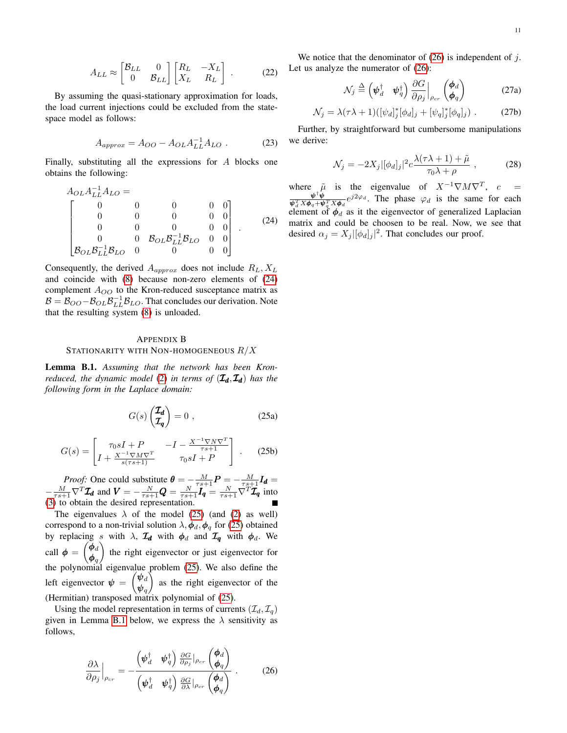$$A_{LL} \approx \begin{bmatrix} \mathcal{B}_{LL} & 0 \\ 0 & \mathcal{B}_{LL} \end{bmatrix} \begin{bmatrix} R_L & -X_L \\ X_L & R_L \end{bmatrix} . \tag{22}$$

By assuming the quasi-stationary approximation for loads, the load current injections could be excluded from the state-space model as follows:

$$A_{approx} = A_{OO} - A_{OL} A_{LL}^{-1} A_{LO} . \tag{23}$$

Finally, substituting all the expressions for $A$ blocks one obtains the following:

$$A_{OL} A_{LL}^{-1} A_{LO} = \begin{bmatrix} 0 & 0 & 0 & 0 & 0 \\ 0 & 0 & 0 & 0 & 0 \\ 0 & 0 & 0 & 0 & 0 \\ 0 & 0 & \mathcal{B}_{OL}\mathcal{B}_{LL}^{-1}\mathcal{B}_{LO} & 0 & 0 \\ \mathcal{B}_{OL}\mathcal{B}_{LL}^{-1}\mathcal{B}_{LO} & 0 & 0 & 0 & 0 \end{bmatrix} . \tag{24}$$

Consequently, the derived $A_{approx}$ does not include $R_L, X_L$ and coincide with (8) because non-zero elements of (24) complement $A_{OO}$ to the Kron-reduced susceptance matrix as $\mathcal{B} = \mathcal{B}_{OO} - \mathcal{B}_{OL}\mathcal{B}_{LL}^{-1}\mathcal{B}_{LO}$. That concludes our derivation. Note that the resulting system (8) is unloaded.

## Appendix B
## Stationarity with Non-homogeneous $R/X$

**Lemma B.1.** *Assuming that the network has been Kron-reduced, the dynamic model* (2) *in terms of* $(\boldsymbol{\mathcal{I}_d}, \boldsymbol{\mathcal{I}_d})$ *has the following form in the Laplace domain:*

$$G(s) \begin{pmatrix} \boldsymbol{\mathcal{I}_d} \\ \boldsymbol{\mathcal{I}_q} \end{pmatrix} = 0 \ , \tag{25a}$$

$$G(s) = \begin{bmatrix} \tau_0 s I + P & -I - \frac{X^{-1}\nabla N \nabla^T}{\tau s + 1} \\ I + \frac{X^{-1}\nabla M \nabla^T}{s(\tau s+1)} & \tau_0 s I + P \end{bmatrix} . \tag{25b}$$

*Proof:* One could substitute $\boldsymbol{\theta} = -\frac{M}{\tau s+1}\boldsymbol{P} = -\frac{M}{\tau s+1}\boldsymbol{I_d} = -\frac{M}{\tau s+1}\nabla^T \boldsymbol{\mathcal{I}_d}$ and $\boldsymbol{V} = -\frac{N}{\tau s+1}\boldsymbol{Q} = \frac{N}{\tau s+1}\boldsymbol{I_q} = \frac{N}{\tau s+1}\nabla^T \boldsymbol{\mathcal{I}_q}$ into (3) to obtain the desired representation. ∎

The eigenvalues $\lambda$ of the model (25) (and (2) as well) correspond to a non-trivial solution $\lambda, \boldsymbol{\phi}_d, \boldsymbol{\phi}_q$ for (25) obtained by replacing $s$ with $\lambda$, $\boldsymbol{\mathcal{I}_d}$ with $\boldsymbol{\phi}_d$ and $\boldsymbol{\mathcal{I}_q}$ with $\boldsymbol{\phi}_d$. We call $\boldsymbol{\phi} = \begin{pmatrix} \boldsymbol{\phi}_d \\ \boldsymbol{\phi}_q \end{pmatrix}$ the right eigenvector or just eigenvector for the polynomial eigenvalue problem (25). We also define the left eigenvector $\boldsymbol{\psi} = \begin{pmatrix} \boldsymbol{\psi}_d \\ \boldsymbol{\psi}_q \end{pmatrix}$ as the right eigenvector of the (Hermitian) transposed matrix polynomial of (25).

Using the model representation in terms of currents $(\mathcal{I}_d, \mathcal{I}_q)$ given in Lemma B.1 below, we express the $\lambda$ sensitivity as follows,

$$\frac{\partial \lambda}{\partial \rho_j}\Big|_{\rho_{cr}} = -\frac{\begin{pmatrix} \boldsymbol{\psi}_d^\dagger & \boldsymbol{\psi}_q^\dagger \end{pmatrix} \frac{\partial G}{\partial \rho_j}\big|_{\rho_{cr}} \begin{pmatrix} \boldsymbol{\phi}_d \\ \boldsymbol{\phi}_q \end{pmatrix}}{\begin{pmatrix} \boldsymbol{\psi}_d^\dagger & \boldsymbol{\psi}_q^\dagger \end{pmatrix} \frac{\partial G}{\partial \lambda}\big|_{\rho_{cr}} \begin{pmatrix} \boldsymbol{\phi}_d \\ \boldsymbol{\phi}_q \end{pmatrix}} . \tag{26}$$

We notice that the denominator of (26) is independent of $j$. Let us analyze the numerator of (26):

$$\mathcal{N}_j \triangleq \begin{pmatrix} \boldsymbol{\psi}_d^\dagger & \boldsymbol{\psi}_q^\dagger \end{pmatrix} \frac{\partial G}{\partial \rho_j}\Big|_{\rho_{cr}} \begin{pmatrix} \boldsymbol{\phi}_d \\ \boldsymbol{\phi}_q \end{pmatrix} \tag{27a}$$

$$\mathcal{N}_j = \lambda(\tau\lambda + 1)([\psi_d]_j^* [\phi_d]_j + [\psi_q]_j^* [\phi_q]_j) . \tag{27b}$$

Further, by straightforward but cumbersome manipulations we derive:

$$\mathcal{N}_j = -2X_j |[\phi_d]_j|^2 c \frac{\lambda(\tau\lambda+1) + \tilde{\mu}}{\tau_0 \lambda + \rho} , \tag{28}$$

where $\tilde{\mu}$ is the eigenvalue of $X^{-1}\nabla M \nabla^T$, $c = \frac{\boldsymbol{\psi}^\dagger \boldsymbol{\psi}}{\boldsymbol{\psi}_d^T X \boldsymbol{\phi}_q + \boldsymbol{\psi}_q^T X \boldsymbol{\phi}_d} e^{j2\varphi_d}$. The phase $\varphi_d$ is the same for each element of $\boldsymbol{\phi}_d$ as it the eigenvector of generalized Laplacian matrix and could be choosen to be real. Now, we see that desired $\alpha_j = X_j |[\phi_d]_j|^2$. That concludes our proof.